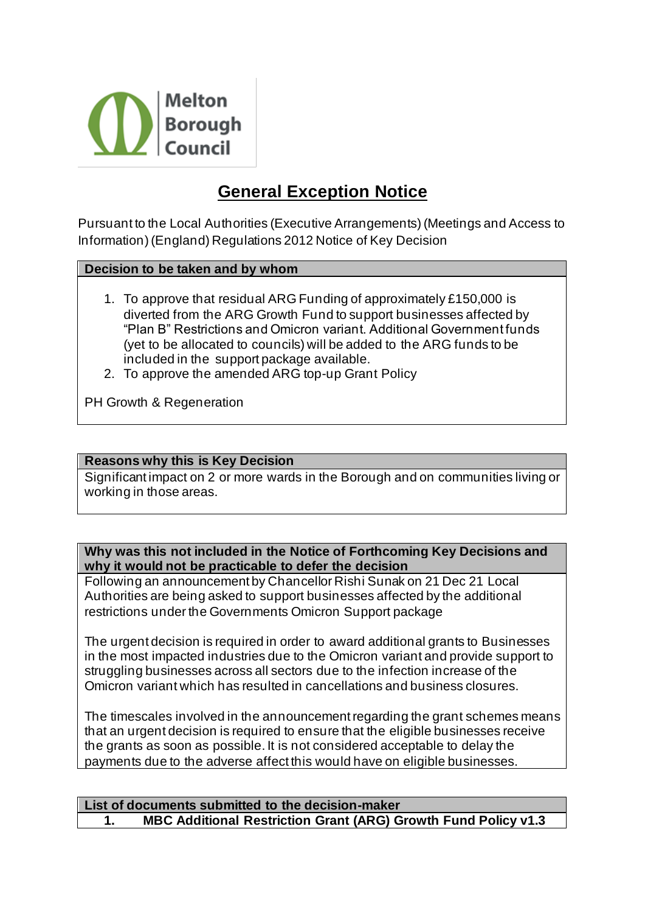Melton Borough Council

# General Exception Notice

Pursuant to the Local Authorities (Executive Arrangements) (Meetings and Access to Information) (England) Regulations 2012 Notice of Key Decision

| Decision to be taken and by whom |
| --- |
| 1. To approve that residual ARG Funding of approximately £150,000 is diverted from the ARG Growth Fund to support businesses affected by "Plan B" Restrictions and Omicron variant. Additional Government funds (yet to be allocated to councils) will be added to the ARG funds to be included in the support package available.<br>2. To approve the amended ARG top-up Grant Policy<br><br>PH Growth & Regeneration |

| Reasons why this is Key Decision |
| --- |
| Significant impact on 2 or more wards in the Borough and on communities living or working in those areas. |

| Why was this not included in the Notice of Forthcoming Key Decisions and why it would not be practicable to defer the decision |
| --- |
| Following an announcement by Chancellor Rishi Sunak on 21 Dec 21 Local Authorities are being asked to support businesses affected by the additional restrictions under the Governments Omicron Support package<br><br>The urgent decision is required in order to award additional grants to Businesses in the most impacted industries due to the Omicron variant and provide support to struggling businesses across all sectors due to the infection increase of the Omicron variant which has resulted in cancellations and business closures.<br><br>The timescales involved in the announcement regarding the grant schemes means that an urgent decision is required to ensure that the eligible businesses receive the grants as soon as possible. It is not considered acceptable to delay the payments due to the adverse affect this would have on eligible businesses. |

| List of documents submitted to the decision-maker |
| --- |
| **1. MBC Additional Restriction Grant (ARG) Growth Fund Policy v1.3** |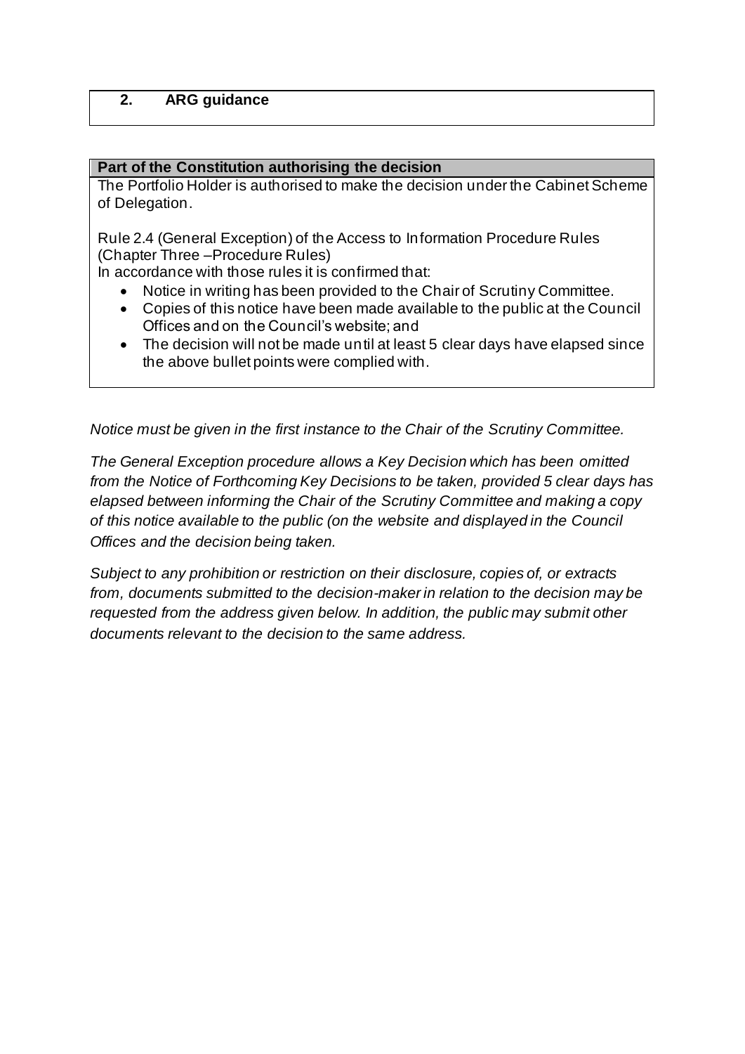## 2. ARG guidance

**Part of the Constitution authorising the decision**

The Portfolio Holder is authorised to make the decision under the Cabinet Scheme of Delegation.

Rule 2.4 (General Exception) of the Access to Information Procedure Rules (Chapter Three –Procedure Rules)
In accordance with those rules it is confirmed that:

- Notice in writing has been provided to the Chair of Scrutiny Committee.
- Copies of this notice have been made available to the public at the Council Offices and on the Council's website; and
- The decision will not be made until at least 5 clear days have elapsed since the above bullet points were complied with.

*Notice must be given in the first instance to the Chair of the Scrutiny Committee.*

*The General Exception procedure allows a Key Decision which has been omitted from the Notice of Forthcoming Key Decisions to be taken, provided 5 clear days has elapsed between informing the Chair of the Scrutiny Committee and making a copy of this notice available to the public (on the website and displayed in the Council Offices and the decision being taken.*

*Subject to any prohibition or restriction on their disclosure, copies of, or extracts from, documents submitted to the decision-maker in relation to the decision may be requested from the address given below. In addition, the public may submit other documents relevant to the decision to the same address.*